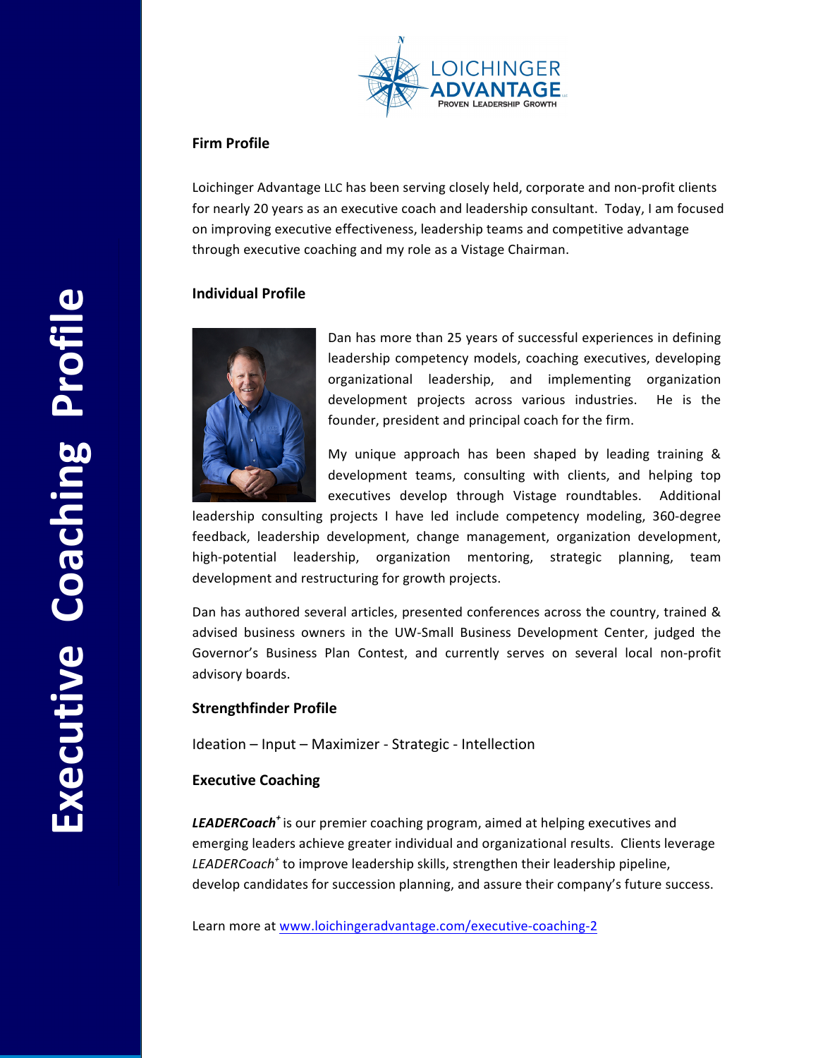# Executive Coaching Profile

LOICHINGER ADVANTAGE
PROVEN LEADERSHIP GROWTH

## Firm Profile

Loichinger Advantage LLC has been serving closely held, corporate and non-profit clients for nearly 20 years as an executive coach and leadership consultant. Today, I am focused on improving executive effectiveness, leadership teams and competitive advantage through executive coaching and my role as a Vistage Chairman.

## Individual Profile

Dan has more than 25 years of successful experiences in defining leadership competency models, coaching executives, developing organizational leadership, and implementing organization development projects across various industries. He is the founder, president and principal coach for the firm.

My unique approach has been shaped by leading training & development teams, consulting with clients, and helping top executives develop through Vistage roundtables. Additional leadership consulting projects I have led include competency modeling, 360-degree feedback, leadership development, change management, organization development, high-potential leadership, organization mentoring, strategic planning, team development and restructuring for growth projects.

Dan has authored several articles, presented conferences across the country, trained & advised business owners in the UW-Small Business Development Center, judged the Governor's Business Plan Contest, and currently serves on several local non-profit advisory boards.

## Strengthfinder Profile

Ideation – Input – Maximizer - Strategic - Intellection

## Executive Coaching

***LEADERCoach+*** is our premier coaching program, aimed at helping executives and emerging leaders achieve greater individual and organizational results. Clients leverage *LEADERCoach+* to improve leadership skills, strengthen their leadership pipeline, develop candidates for succession planning, and assure their company's future success.

Learn more at www.loichingeradvantage.com/executive-coaching-2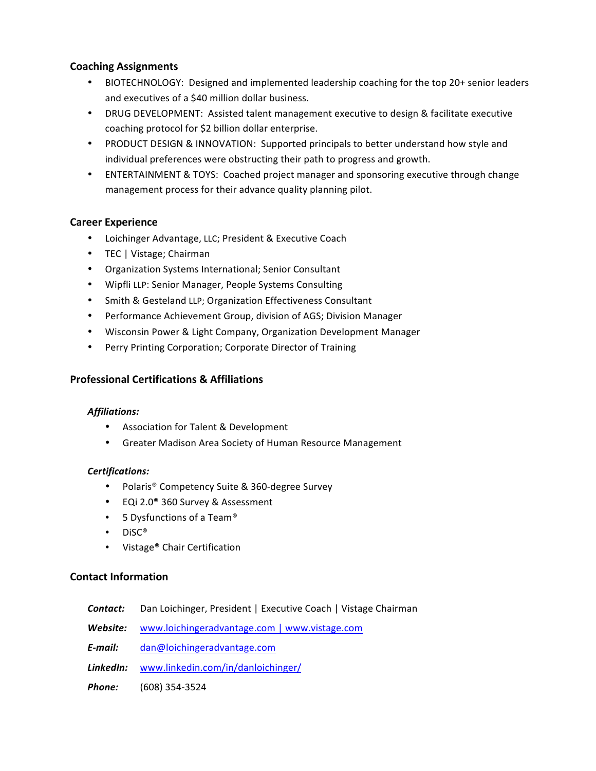## Coaching Assignments

- BIOTECHNOLOGY: Designed and implemented leadership coaching for the top 20+ senior leaders and executives of a $40 million dollar business.
- DRUG DEVELOPMENT: Assisted talent management executive to design & facilitate executive coaching protocol for $2 billion dollar enterprise.
- PRODUCT DESIGN & INNOVATION: Supported principals to better understand how style and individual preferences were obstructing their path to progress and growth.
- ENTERTAINMENT & TOYS: Coached project manager and sponsoring executive through change management process for their advance quality planning pilot.

## Career Experience

- Loichinger Advantage, LLC; President & Executive Coach
- TEC | Vistage; Chairman
- Organization Systems International; Senior Consultant
- Wipfli LLP: Senior Manager, People Systems Consulting
- Smith & Gesteland LLP; Organization Effectiveness Consultant
- Performance Achievement Group, division of AGS; Division Manager
- Wisconsin Power & Light Company, Organization Development Manager
- Perry Printing Corporation; Corporate Director of Training

## Professional Certifications & Affiliations

***Affiliations:***

- Association for Talent & Development
- Greater Madison Area Society of Human Resource Management

***Certifications:***

- Polaris® Competency Suite & 360-degree Survey
- EQi 2.0® 360 Survey & Assessment
- 5 Dysfunctions of a Team®
- DiSC®
- Vistage® Chair Certification

## Contact Information

***Contact:*** Dan Loichinger, President | Executive Coach | Vistage Chairman

***Website:*** www.loichingeradvantage.com | www.vistage.com

***E-mail:*** dan@loichingeradvantage.com

***LinkedIn:*** www.linkedin.com/in/danloichinger/

***Phone:*** (608) 354-3524